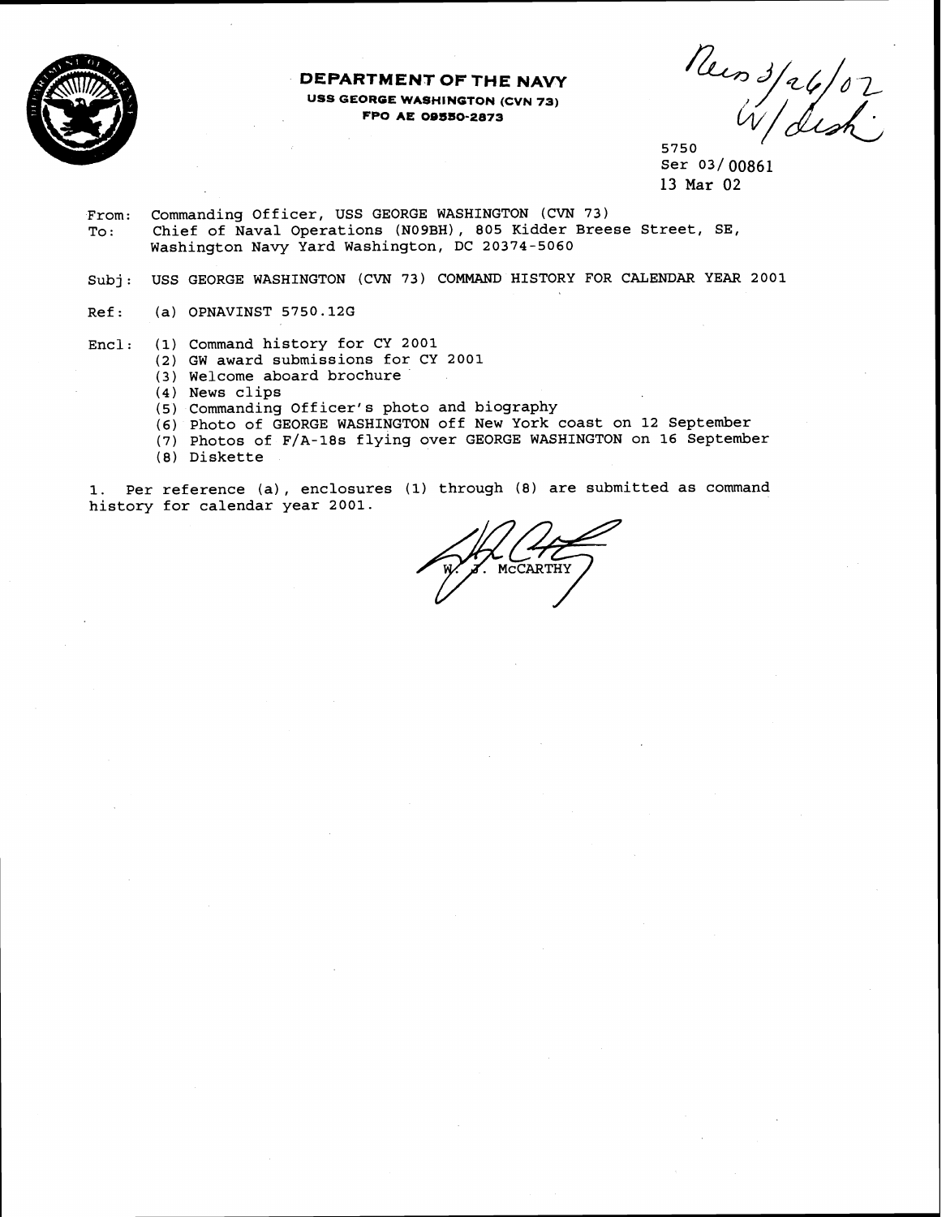**DEPARTMENT OF THE NAVY**
**USS GEORGE WASHINGTON (CVN 73)**
**FPO AE 09550-2873**

Recd 3/26/02 W/disk

5750
Ser 03/00861
13 Mar 02

From: Commanding Officer, USS GEORGE WASHINGTON (CVN 73)
To: Chief of Naval Operations (N09BH), 805 Kidder Breese Street, SE, Washington Navy Yard Washington, DC 20374-5060

Subj: USS GEORGE WASHINGTON (CVN 73) COMMAND HISTORY FOR CALENDAR YEAR 2001

Ref: (a) OPNAVINST 5750.12G

Encl: (1) Command history for CY 2001
(2) GW award submissions for CY 2001
(3) Welcome aboard brochure
(4) News clips
(5) Commanding Officer's photo and biography
(6) Photo of GEORGE WASHINGTON off New York coast on 12 September
(7) Photos of F/A-18s flying over GEORGE WASHINGTON on 16 September
(8) Diskette

1. Per reference (a), enclosures (1) through (8) are submitted as command history for calendar year 2001.

W. J. McCARTHY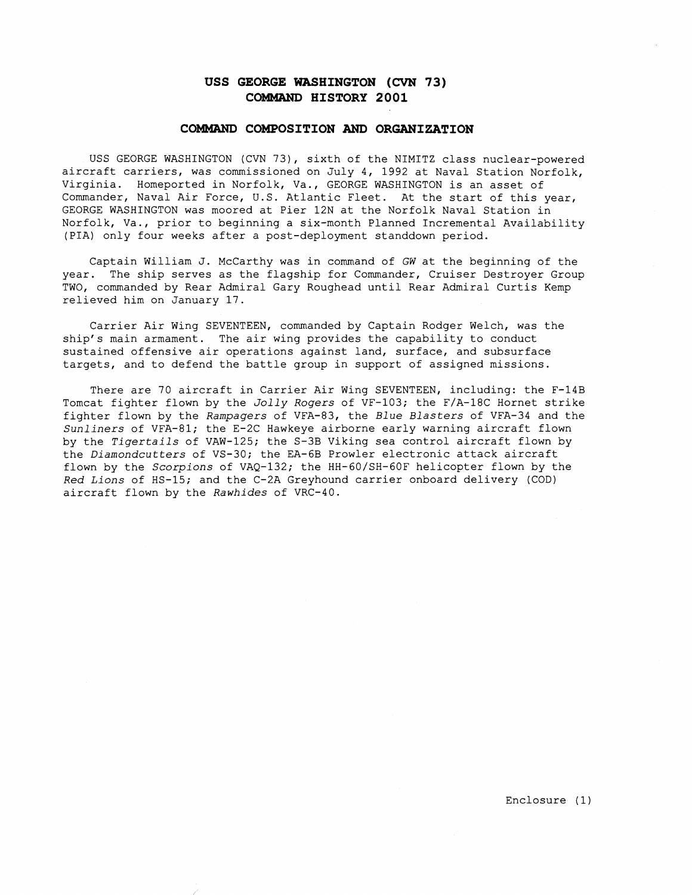# USS GEORGE WASHINGTON (CVN 73)
# COMMAND HISTORY 2001

## COMMAND COMPOSITION AND ORGANIZATION

USS GEORGE WASHINGTON (CVN 73), sixth of the NIMITZ class nuclear-powered aircraft carriers, was commissioned on July 4, 1992 at Naval Station Norfolk, Virginia. Homeported in Norfolk, Va., GEORGE WASHINGTON is an asset of Commander, Naval Air Force, U.S. Atlantic Fleet. At the start of this year, GEORGE WASHINGTON was moored at Pier 12N at the Norfolk Naval Station in Norfolk, Va., prior to beginning a six-month Planned Incremental Availability (PIA) only four weeks after a post-deployment standdown period.

Captain William J. McCarthy was in command of *GW* at the beginning of the year. The ship serves as the flagship for Commander, Cruiser Destroyer Group TWO, commanded by Rear Admiral Gary Roughead until Rear Admiral Curtis Kemp relieved him on January 17.

Carrier Air Wing SEVENTEEN, commanded by Captain Rodger Welch, was the ship's main armament. The air wing provides the capability to conduct sustained offensive air operations against land, surface, and subsurface targets, and to defend the battle group in support of assigned missions.

There are 70 aircraft in Carrier Air Wing SEVENTEEN, including: the F-14B Tomcat fighter flown by the *Jolly Rogers* of VF-103; the F/A-18C Hornet strike fighter flown by the *Rampagers* of VFA-83, the *Blue Blasters* of VFA-34 and the *Sunliners* of VFA-81; the E-2C Hawkeye airborne early warning aircraft flown by the *Tigertails* of VAW-125; the S-3B Viking sea control aircraft flown by the *Diamondcutters* of VS-30; the EA-6B Prowler electronic attack aircraft flown by the *Scorpions* of VAQ-132; the HH-60/SH-60F helicopter flown by the *Red Lions* of HS-15; and the C-2A Greyhound carrier onboard delivery (COD) aircraft flown by the *Rawhides* of VRC-40.

Enclosure (1)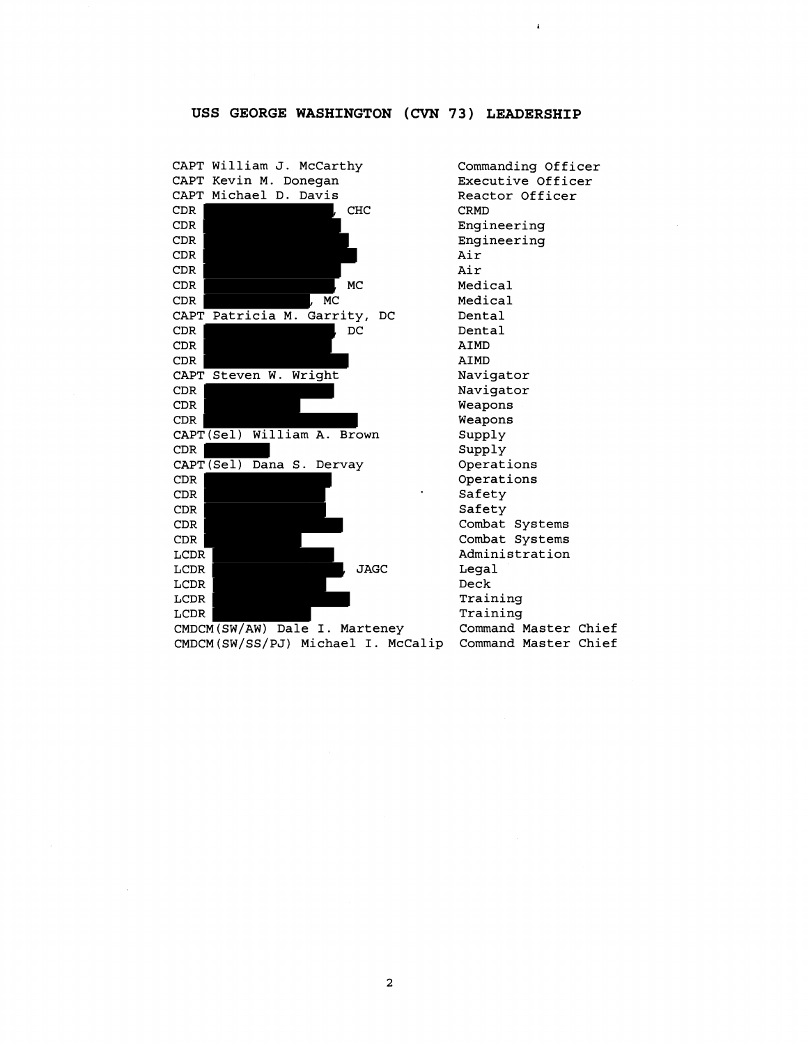# USS GEORGE WASHINGTON (CVN 73) LEADERSHIP

| | |
|---|---|
| CAPT William J. McCarthy | Commanding Officer |
| CAPT Kevin M. Donegan | Executive Officer |
| CAPT Michael D. Davis | Reactor Officer |
| CDR [REDACTED], CHC | CRMD |
| CDR [REDACTED] | Engineering |
| CDR [REDACTED] | Engineering |
| CDR [REDACTED] | Air |
| CDR [REDACTED] | Air |
| CDR [REDACTED] MC | Medical |
| CDR [REDACTED], MC | Medical |
| CAPT Patricia M. Garrity, DC | Dental |
| CDR [REDACTED], DC | Dental |
| CDR [REDACTED] | AIMD |
| CDR [REDACTED] | AIMD |
| CAPT Steven W. Wright | Navigator |
| CDR [REDACTED] | Navigator |
| CDR [REDACTED] | Weapons |
| CDR [REDACTED] | Weapons |
| CAPT(Sel) William A. Brown | Supply |
| CDR [REDACTED] | Supply |
| CAPT(Sel) Dana S. Dervay | Operations |
| CDR [REDACTED] | Operations |
| CDR [REDACTED] | Safety |
| CDR [REDACTED] | Safety |
| CDR [REDACTED] | Combat Systems |
| CDR [REDACTED] | Combat Systems |
| LCDR [REDACTED] | Administration |
| LCDR [REDACTED], JAGC | Legal |
| LCDR [REDACTED] | Deck |
| LCDR [REDACTED] | Training |
| LCDR [REDACTED] | Training |
| CMDCM(SW/AW) Dale I. Marteney | Command Master Chief |
| CMDCM(SW/SS/PJ) Michael I. McCalip | Command Master Chief |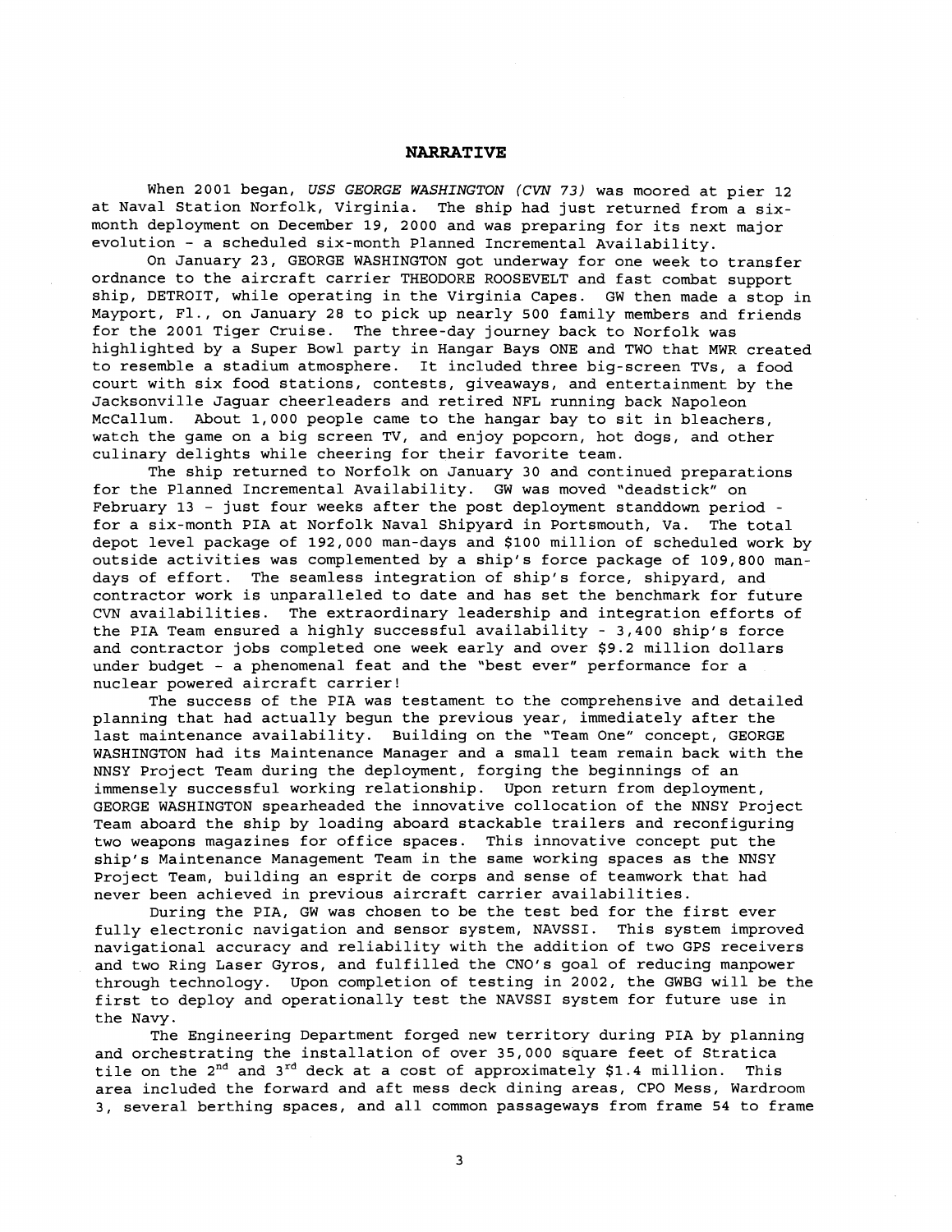## NARRATIVE

When 2001 began, *USS GEORGE WASHINGTON (CVN 73)* was moored at pier 12 at Naval Station Norfolk, Virginia. The ship had just returned from a six-month deployment on December 19, 2000 and was preparing for its next major evolution - a scheduled six-month Planned Incremental Availability.

On January 23, GEORGE WASHINGTON got underway for one week to transfer ordnance to the aircraft carrier THEODORE ROOSEVELT and fast combat support ship, DETROIT, while operating in the Virginia Capes. GW then made a stop in Mayport, Fl., on January 28 to pick up nearly 500 family members and friends for the 2001 Tiger Cruise. The three-day journey back to Norfolk was highlighted by a Super Bowl party in Hangar Bays ONE and TWO that MWR created to resemble a stadium atmosphere. It included three big-screen TVs, a food court with six food stations, contests, giveaways, and entertainment by the Jacksonville Jaguar cheerleaders and retired NFL running back Napoleon McCallum. About 1,000 people came to the hangar bay to sit in bleachers, watch the game on a big screen TV, and enjoy popcorn, hot dogs, and other culinary delights while cheering for their favorite team.

The ship returned to Norfolk on January 30 and continued preparations for the Planned Incremental Availability. GW was moved "deadstick" on February 13 - just four weeks after the post deployment standdown period - for a six-month PIA at Norfolk Naval Shipyard in Portsmouth, Va. The total depot level package of 192,000 man-days and $100 million of scheduled work by outside activities was complemented by a ship's force package of 109,800 man-days of effort. The seamless integration of ship's force, shipyard, and contractor work is unparalleled to date and has set the benchmark for future CVN availabilities. The extraordinary leadership and integration efforts of the PIA Team ensured a highly successful availability - 3,400 ship's force and contractor jobs completed one week early and over $9.2 million dollars under budget - a phenomenal feat and the "best ever" performance for a nuclear powered aircraft carrier!

The success of the PIA was testament to the comprehensive and detailed planning that had actually begun the previous year, immediately after the last maintenance availability. Building on the "Team One" concept, GEORGE WASHINGTON had its Maintenance Manager and a small team remain back with the NNSY Project Team during the deployment, forging the beginnings of an immensely successful working relationship. Upon return from deployment, GEORGE WASHINGTON spearheaded the innovative collocation of the NNSY Project Team aboard the ship by loading aboard stackable trailers and reconfiguring two weapons magazines for office spaces. This innovative concept put the ship's Maintenance Management Team in the same working spaces as the NNSY Project Team, building an esprit de corps and sense of teamwork that had never been achieved in previous aircraft carrier availabilities.

During the PIA, GW was chosen to be the test bed for the first ever fully electronic navigation and sensor system, NAVSSI. This system improved navigational accuracy and reliability with the addition of two GPS receivers and two Ring Laser Gyros, and fulfilled the CNO's goal of reducing manpower through technology. Upon completion of testing in 2002, the GWBG will be the first to deploy and operationally test the NAVSSI system for future use in the Navy.

The Engineering Department forged new territory during PIA by planning and orchestrating the installation of over 35,000 square feet of Stratica tile on the 2nd and 3rd deck at a cost of approximately $1.4 million. This area included the forward and aft mess deck dining areas, CPO Mess, Wardroom 3, several berthing spaces, and all common passageways from frame 54 to frame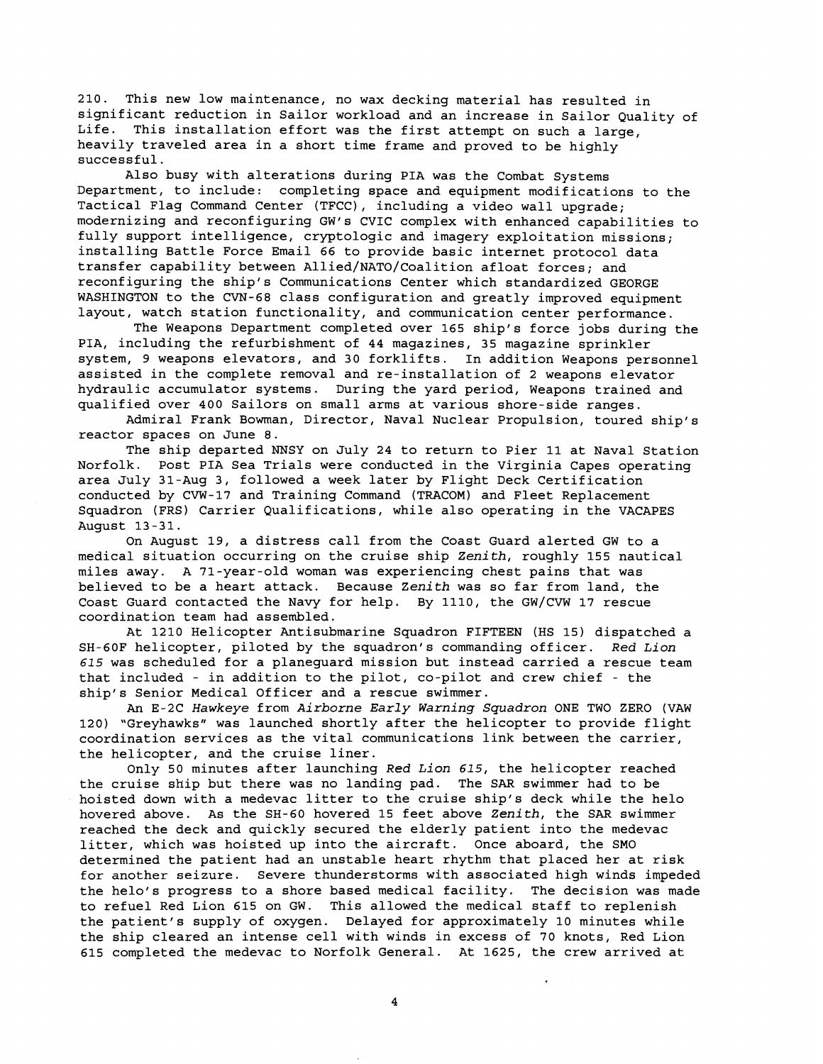210. This new low maintenance, no wax decking material has resulted in significant reduction in Sailor workload and an increase in Sailor Quality of Life. This installation effort was the first attempt on such a large, heavily traveled area in a short time frame and proved to be highly successful.

Also busy with alterations during PIA was the Combat Systems Department, to include: completing space and equipment modifications to the Tactical Flag Command Center (TFCC), including a video wall upgrade; modernizing and reconfiguring GW's CVIC complex with enhanced capabilities to fully support intelligence, cryptologic and imagery exploitation missions; installing Battle Force Email 66 to provide basic internet protocol data transfer capability between Allied/NATO/Coalition afloat forces; and reconfiguring the ship's Communications Center which standardized GEORGE WASHINGTON to the CVN-68 class configuration and greatly improved equipment layout, watch station functionality, and communication center performance.

The Weapons Department completed over 165 ship's force jobs during the PIA, including the refurbishment of 44 magazines, 35 magazine sprinkler system, 9 weapons elevators, and 30 forklifts. In addition Weapons personnel assisted in the complete removal and re-installation of 2 weapons elevator hydraulic accumulator systems. During the yard period, Weapons trained and qualified over 400 Sailors on small arms at various shore-side ranges.

Admiral Frank Bowman, Director, Naval Nuclear Propulsion, toured ship's reactor spaces on June 8.

The ship departed NNSY on July 24 to return to Pier 11 at Naval Station Norfolk. Post PIA Sea Trials were conducted in the Virginia Capes operating area July 31-Aug 3, followed a week later by Flight Deck Certification conducted by CVW-17 and Training Command (TRACOM) and Fleet Replacement Squadron (FRS) Carrier Qualifications, while also operating in the VACAPES August 13-31.

On August 19, a distress call from the Coast Guard alerted GW to a medical situation occurring on the cruise ship *Zenith*, roughly 155 nautical miles away. A 71-year-old woman was experiencing chest pains that was believed to be a heart attack. Because *Zenith* was so far from land, the Coast Guard contacted the Navy for help. By 1110, the GW/CVW 17 rescue coordination team had assembled.

At 1210 Helicopter Antisubmarine Squadron FIFTEEN (HS 15) dispatched a SH-60F helicopter, piloted by the squadron's commanding officer. *Red Lion 615* was scheduled for a planeguard mission but instead carried a rescue team that included - in addition to the pilot, co-pilot and crew chief - the ship's Senior Medical Officer and a rescue swimmer.

An E-2C *Hawkeye* from *Airborne Early Warning Squadron* ONE TWO ZERO (VAW 120) "Greyhawks" was launched shortly after the helicopter to provide flight coordination services as the vital communications link between the carrier, the helicopter, and the cruise liner.

Only 50 minutes after launching *Red Lion 615*, the helicopter reached the cruise ship but there was no landing pad. The SAR swimmer had to be hoisted down with a medevac litter to the cruise ship's deck while the helo hovered above. As the SH-60 hovered 15 feet above *Zenith*, the SAR swimmer reached the deck and quickly secured the elderly patient into the medevac litter, which was hoisted up into the aircraft. Once aboard, the SMO determined the patient had an unstable heart rhythm that placed her at risk for another seizure. Severe thunderstorms with associated high winds impeded the helo's progress to a shore based medical facility. The decision was made to refuel Red Lion 615 on GW. This allowed the medical staff to replenish the patient's supply of oxygen. Delayed for approximately 10 minutes while the ship cleared an intense cell with winds in excess of 70 knots, Red Lion 615 completed the medevac to Norfolk General. At 1625, the crew arrived at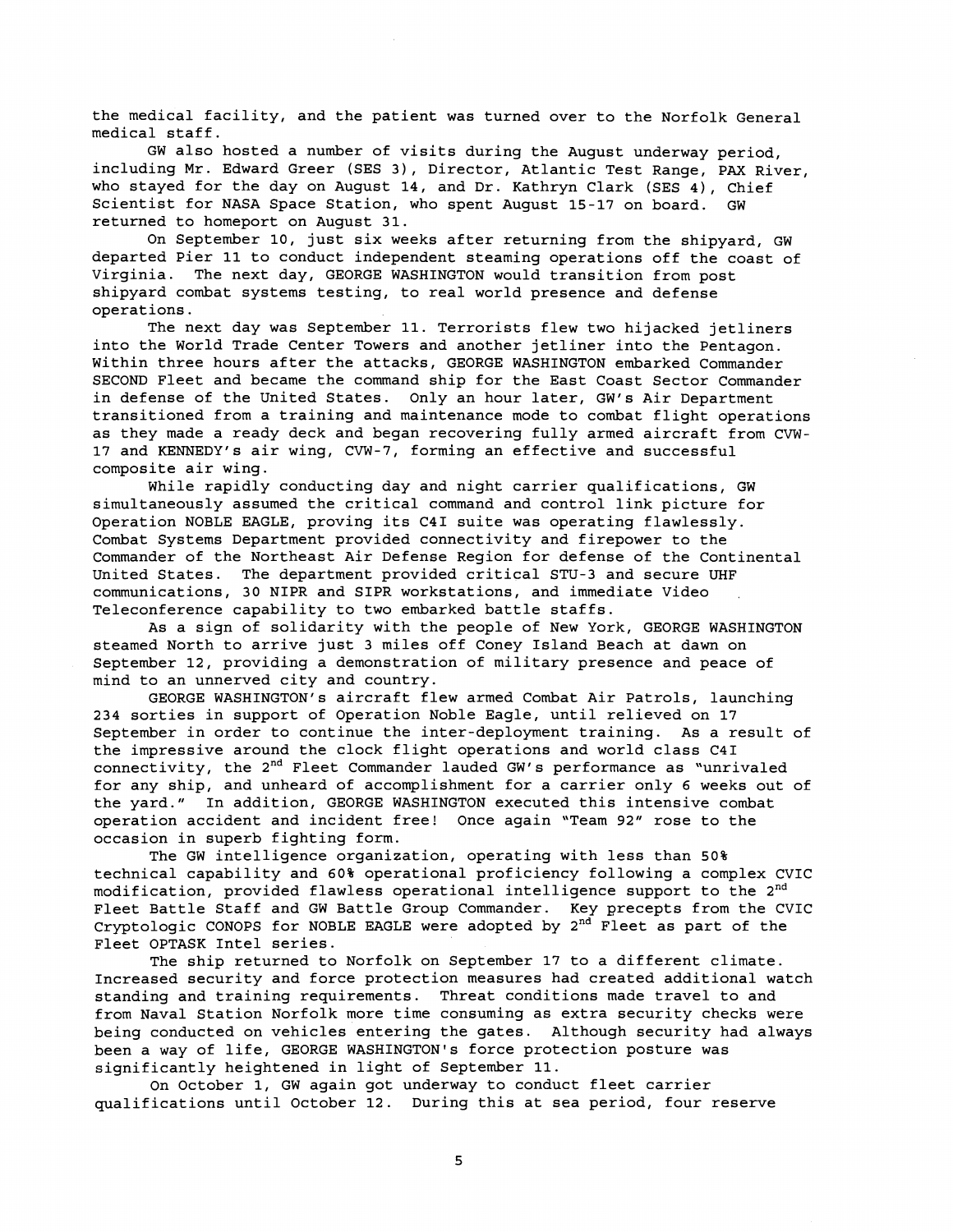the medical facility, and the patient was turned over to the Norfolk General medical staff.

GW also hosted a number of visits during the August underway period, including Mr. Edward Greer (SES 3), Director, Atlantic Test Range, PAX River, who stayed for the day on August 14, and Dr. Kathryn Clark (SES 4), Chief Scientist for NASA Space Station, who spent August 15-17 on board. GW returned to homeport on August 31.

On September 10, just six weeks after returning from the shipyard, GW departed Pier 11 to conduct independent steaming operations off the coast of Virginia. The next day, GEORGE WASHINGTON would transition from post shipyard combat systems testing, to real world presence and defense operations.

The next day was September 11. Terrorists flew two hijacked jetliners into the World Trade Center Towers and another jetliner into the Pentagon. Within three hours after the attacks, GEORGE WASHINGTON embarked Commander SECOND Fleet and became the command ship for the East Coast Sector Commander in defense of the United States. Only an hour later, GW's Air Department transitioned from a training and maintenance mode to combat flight operations as they made a ready deck and began recovering fully armed aircraft from CVW-17 and KENNEDY's air wing, CVW-7, forming an effective and successful composite air wing.

While rapidly conducting day and night carrier qualifications, GW simultaneously assumed the critical command and control link picture for Operation NOBLE EAGLE, proving its C4I suite was operating flawlessly. Combat Systems Department provided connectivity and firepower to the Commander of the Northeast Air Defense Region for defense of the Continental United States. The department provided critical STU-3 and secure UHF communications, 30 NIPR and SIPR workstations, and immediate Video Teleconference capability to two embarked battle staffs.

As a sign of solidarity with the people of New York, GEORGE WASHINGTON steamed North to arrive just 3 miles off Coney Island Beach at dawn on September 12, providing a demonstration of military presence and peace of mind to an unnerved city and country.

GEORGE WASHINGTON's aircraft flew armed Combat Air Patrols, launching 234 sorties in support of Operation Noble Eagle, until relieved on 17 September in order to continue the inter-deployment training. As a result of the impressive around the clock flight operations and world class C4I connectivity, the 2nd Fleet Commander lauded GW's performance as "unrivaled for any ship, and unheard of accomplishment for a carrier only 6 weeks out of the yard." In addition, GEORGE WASHINGTON executed this intensive combat operation accident and incident free! Once again "Team 92" rose to the occasion in superb fighting form.

The GW intelligence organization, operating with less than 50% technical capability and 60% operational proficiency following a complex CVIC modification, provided flawless operational intelligence support to the 2nd Fleet Battle Staff and GW Battle Group Commander. Key precepts from the CVIC Cryptologic CONOPS for NOBLE EAGLE were adopted by 2nd Fleet as part of the Fleet OPTASK Intel series.

The ship returned to Norfolk on September 17 to a different climate. Increased security and force protection measures had created additional watch standing and training requirements. Threat conditions made travel to and from Naval Station Norfolk more time consuming as extra security checks were being conducted on vehicles entering the gates. Although security had always been a way of life, GEORGE WASHINGTON's force protection posture was significantly heightened in light of September 11.

On October 1, GW again got underway to conduct fleet carrier qualifications until October 12. During this at sea period, four reserve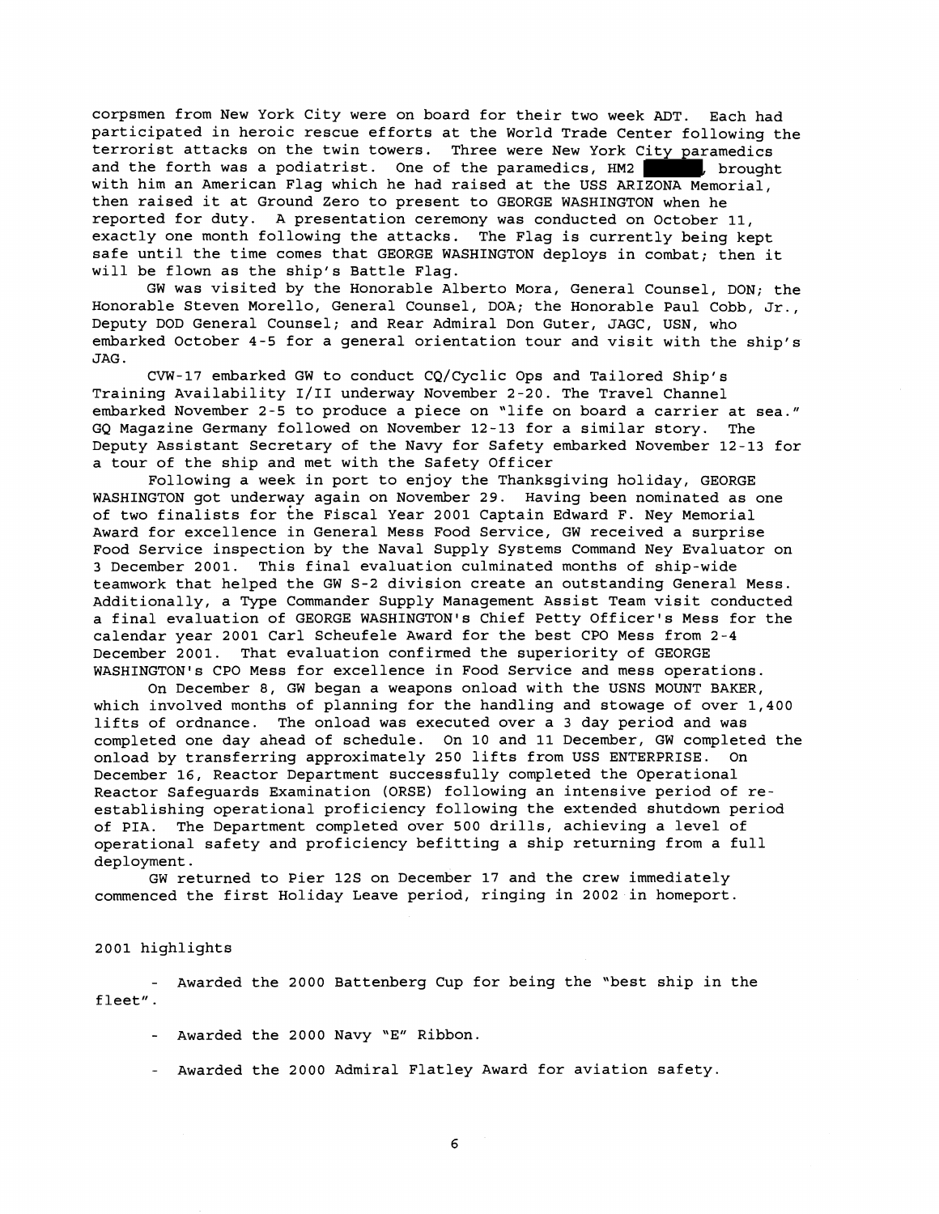corpsmen from New York City were on board for their two week ADT. Each had participated in heroic rescue efforts at the World Trade Center following the terrorist attacks on the twin towers. Three were New York City paramedics and the forth was a podiatrist. One of the paramedics, HM2 [REDACTED], brought with him an American Flag which he had raised at the USS ARIZONA Memorial, then raised it at Ground Zero to present to GEORGE WASHINGTON when he reported for duty. A presentation ceremony was conducted on October 11, exactly one month following the attacks. The Flag is currently being kept safe until the time comes that GEORGE WASHINGTON deploys in combat; then it will be flown as the ship's Battle Flag.

GW was visited by the Honorable Alberto Mora, General Counsel, DON; the Honorable Steven Morello, General Counsel, DOA; the Honorable Paul Cobb, Jr., Deputy DOD General Counsel; and Rear Admiral Don Guter, JAGC, USN, who embarked October 4-5 for a general orientation tour and visit with the ship's JAG.

CVW-17 embarked GW to conduct CQ/Cyclic Ops and Tailored Ship's Training Availability I/II underway November 2-20. The Travel Channel embarked November 2-5 to produce a piece on "life on board a carrier at sea." GQ Magazine Germany followed on November 12-13 for a similar story. The Deputy Assistant Secretary of the Navy for Safety embarked November 12-13 for a tour of the ship and met with the Safety Officer

Following a week in port to enjoy the Thanksgiving holiday, GEORGE WASHINGTON got underway again on November 29. Having been nominated as one of two finalists for the Fiscal Year 2001 Captain Edward F. Ney Memorial Award for excellence in General Mess Food Service, GW received a surprise Food Service inspection by the Naval Supply Systems Command Ney Evaluator on 3 December 2001. This final evaluation culminated months of ship-wide teamwork that helped the GW S-2 division create an outstanding General Mess. Additionally, a Type Commander Supply Management Assist Team visit conducted a final evaluation of GEORGE WASHINGTON's Chief Petty Officer's Mess for the calendar year 2001 Carl Scheufele Award for the best CPO Mess from 2-4 December 2001. That evaluation confirmed the superiority of GEORGE WASHINGTON's CPO Mess for excellence in Food Service and mess operations.

On December 8, GW began a weapons onload with the USNS MOUNT BAKER, which involved months of planning for the handling and stowage of over 1,400 lifts of ordnance. The onload was executed over a 3 day period and was completed one day ahead of schedule. On 10 and 11 December, GW completed the onload by transferring approximately 250 lifts from USS ENTERPRISE. On December 16, Reactor Department successfully completed the Operational Reactor Safeguards Examination (ORSE) following an intensive period of re-establishing operational proficiency following the extended shutdown period of PIA. The Department completed over 500 drills, achieving a level of operational safety and proficiency befitting a ship returning from a full deployment.

GW returned to Pier 12S on December 17 and the crew immediately commenced the first Holiday Leave period, ringing in 2002 in homeport.

2001 highlights

- Awarded the 2000 Battenberg Cup for being the "best ship in the fleet".

- Awarded the 2000 Navy "E" Ribbon.

- Awarded the 2000 Admiral Flatley Award for aviation safety.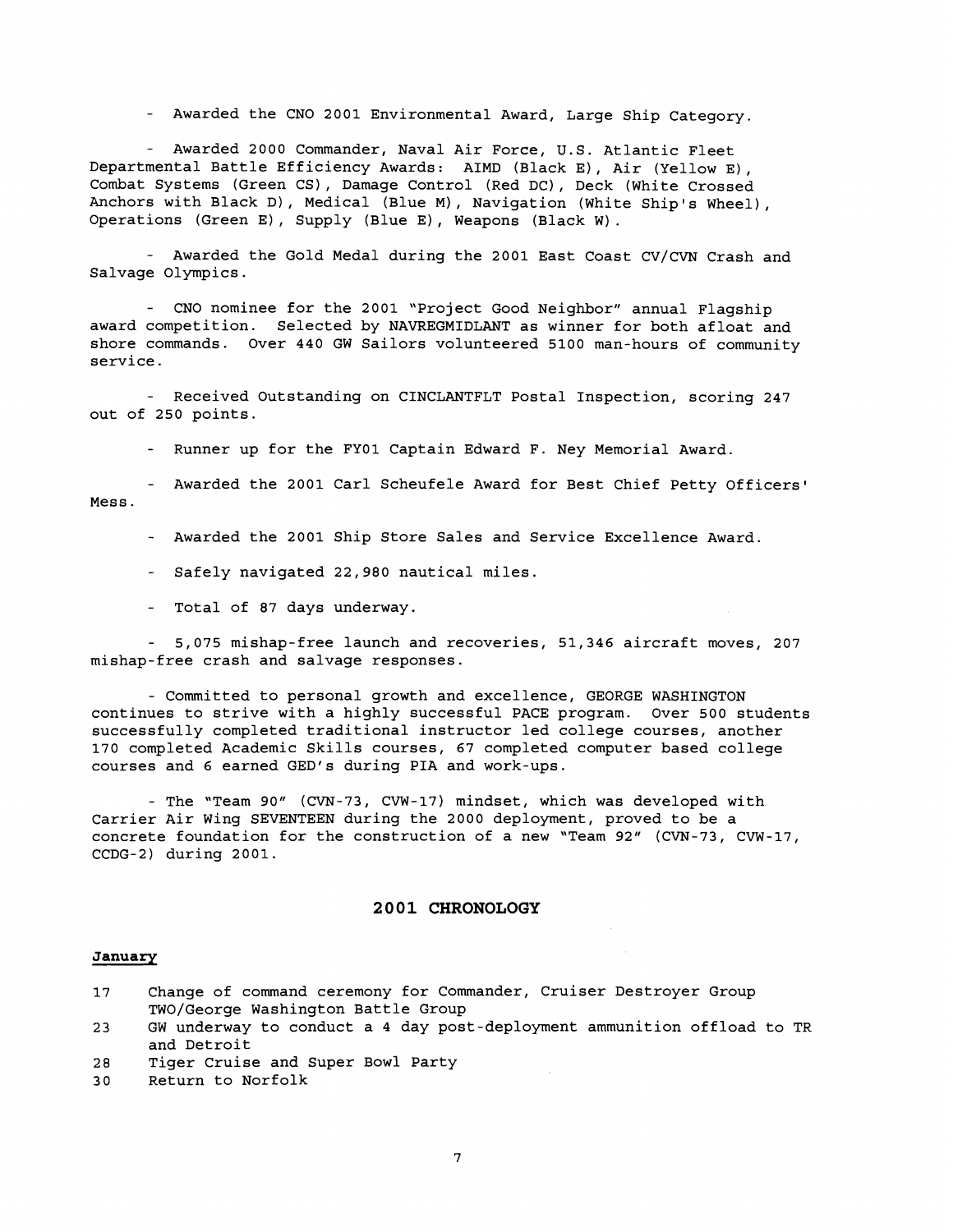- Awarded the CNO 2001 Environmental Award, Large Ship Category.

- Awarded 2000 Commander, Naval Air Force, U.S. Atlantic Fleet Departmental Battle Efficiency Awards: AIMD (Black E), Air (Yellow E), Combat Systems (Green CS), Damage Control (Red DC), Deck (White Crossed Anchors with Black D), Medical (Blue M), Navigation (White Ship's Wheel), Operations (Green E), Supply (Blue E), Weapons (Black W).

- Awarded the Gold Medal during the 2001 East Coast CV/CVN Crash and Salvage Olympics.

- CNO nominee for the 2001 "Project Good Neighbor" annual Flagship award competition. Selected by NAVREGMIDLANT as winner for both afloat and shore commands. Over 440 GW Sailors volunteered 5100 man-hours of community service.

- Received Outstanding on CINCLANTFLT Postal Inspection, scoring 247 out of 250 points.

- Runner up for the FY01 Captain Edward F. Ney Memorial Award.

- Awarded the 2001 Carl Scheufele Award for Best Chief Petty Officers' Mess.

- Awarded the 2001 Ship Store Sales and Service Excellence Award.

- Safely navigated 22,980 nautical miles.

- Total of 87 days underway.

- 5,075 mishap-free launch and recoveries, 51,346 aircraft moves, 207 mishap-free crash and salvage responses.

- Committed to personal growth and excellence, GEORGE WASHINGTON continues to strive with a highly successful PACE program. Over 500 students successfully completed traditional instructor led college courses, another 170 completed Academic Skills courses, 67 completed computer based college courses and 6 earned GED's during PIA and work-ups.

- The "Team 90" (CVN-73, CVW-17) mindset, which was developed with Carrier Air Wing SEVENTEEN during the 2000 deployment, proved to be a concrete foundation for the construction of a new "Team 92" (CVN-73, CVW-17, CCDG-2) during 2001.

## 2001 CHRONOLOGY

**January**

17 Change of command ceremony for Commander, Cruiser Destroyer Group TWO/George Washington Battle Group
23 GW underway to conduct a 4 day post-deployment ammunition offload to TR and Detroit
28 Tiger Cruise and Super Bowl Party
30 Return to Norfolk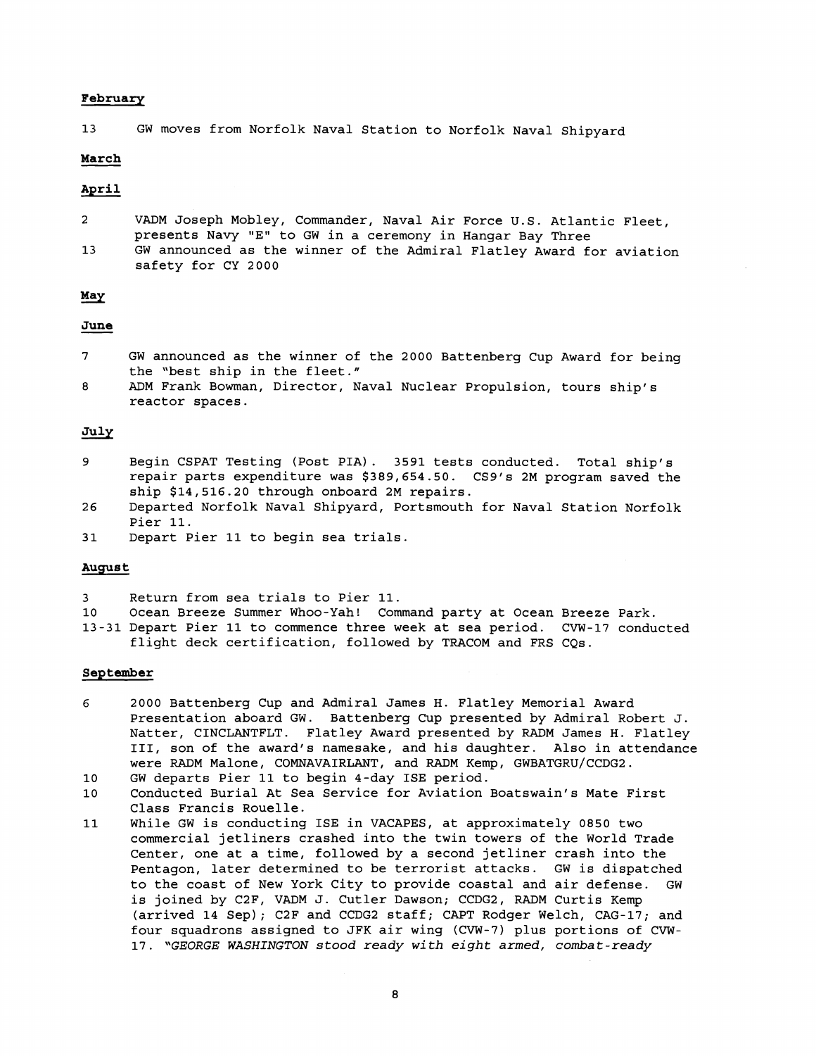**February**

13 GW moves from Norfolk Naval Station to Norfolk Naval Shipyard

**March**

**April**

2 VADM Joseph Mobley, Commander, Naval Air Force U.S. Atlantic Fleet, presents Navy "E" to GW in a ceremony in Hangar Bay Three

13 GW announced as the winner of the Admiral Flatley Award for aviation safety for CY 2000

**May**

**June**

7 GW announced as the winner of the 2000 Battenberg Cup Award for being the "best ship in the fleet."

8 ADM Frank Bowman, Director, Naval Nuclear Propulsion, tours ship's reactor spaces.

**July**

9 Begin CSPAT Testing (Post PIA). 3591 tests conducted. Total ship's repair parts expenditure was $389,654.50. CS9's 2M program saved the ship $14,516.20 through onboard 2M repairs.

26 Departed Norfolk Naval Shipyard, Portsmouth for Naval Station Norfolk Pier 11.

31 Depart Pier 11 to begin sea trials.

**August**

3 Return from sea trials to Pier 11.

10 Ocean Breeze Summer Whoo-Yah! Command party at Ocean Breeze Park.

13-31 Depart Pier 11 to commence three week at sea period. CVW-17 conducted flight deck certification, followed by TRACOM and FRS CQs.

**September**

6 2000 Battenberg Cup and Admiral James H. Flatley Memorial Award Presentation aboard GW. Battenberg Cup presented by Admiral Robert J. Natter, CINCLANTFLT. Flatley Award presented by RADM James H. Flatley III, son of the award's namesake, and his daughter. Also in attendance were RADM Malone, COMNAVAIRLANT, and RADM Kemp, GWBATGRU/CCDG2.

10 GW departs Pier 11 to begin 4-day ISE period.

10 Conducted Burial At Sea Service for Aviation Boatswain's Mate First Class Francis Rouelle.

11 While GW is conducting ISE in VACAPES, at approximately 0850 two commercial jetliners crashed into the twin towers of the World Trade Center, one at a time, followed by a second jetliner crash into the Pentagon, later determined to be terrorist attacks. GW is dispatched to the coast of New York City to provide coastal and air defense. GW is joined by C2F, VADM J. Cutler Dawson; CCDG2, RADM Curtis Kemp (arrived 14 Sep); C2F and CCDG2 staff; CAPT Rodger Welch, CAG-17; and four squadrons assigned to JFK air wing (CVW-7) plus portions of CVW-17. *"GEORGE WASHINGTON stood ready with eight armed, combat-ready*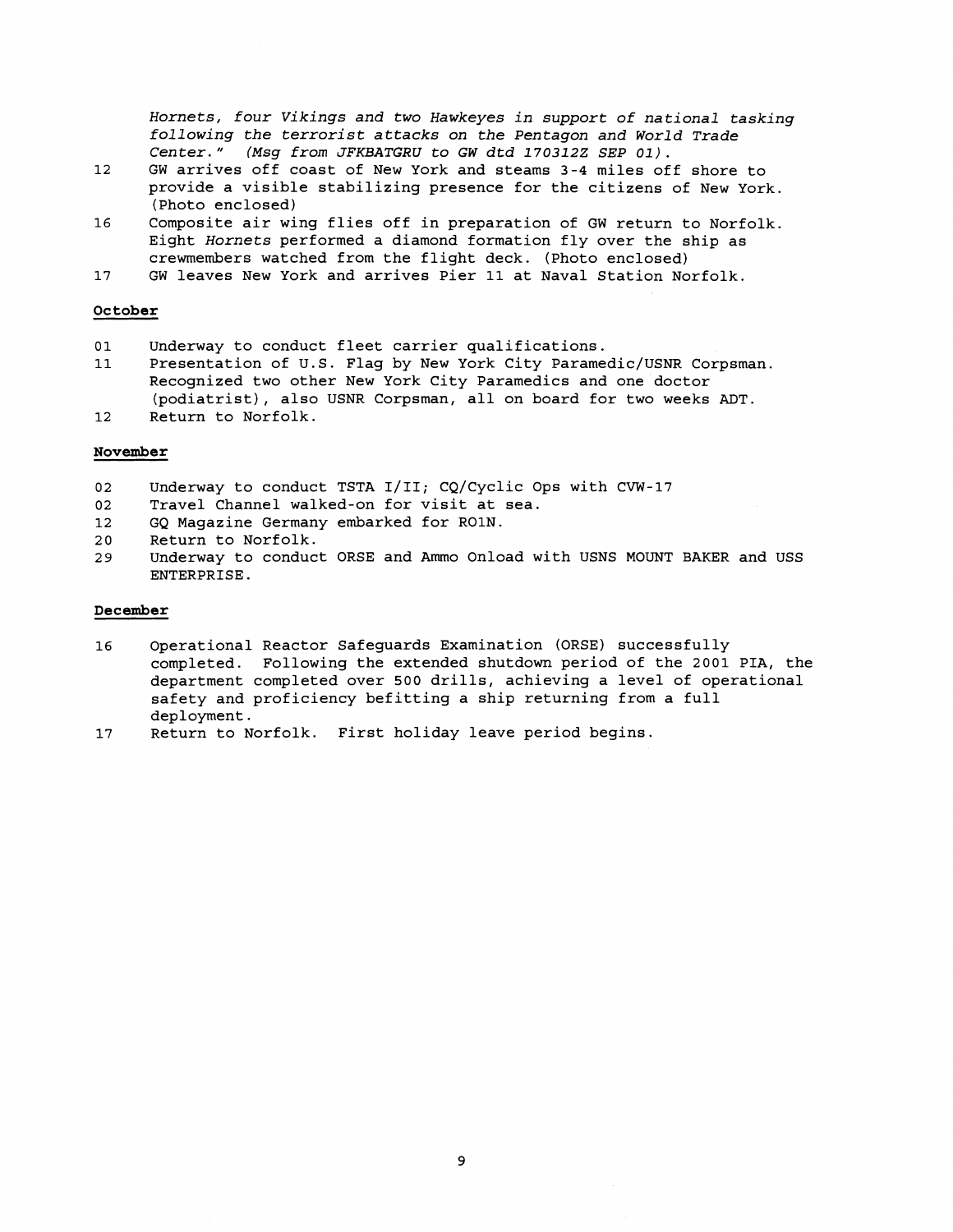*Hornets, four Vikings and two Hawkeyes in support of national tasking following the terrorist attacks on the Pentagon and World Trade Center." (Msg from JFKBATGRU to GW dtd 170312Z SEP 01).*

12 GW arrives off coast of New York and steams 3-4 miles off shore to provide a visible stabilizing presence for the citizens of New York. (Photo enclosed)

16 Composite air wing flies off in preparation of GW return to Norfolk. Eight *Hornets* performed a diamond formation fly over the ship as crewmembers watched from the flight deck. (Photo enclosed)

17 GW leaves New York and arrives Pier 11 at Naval Station Norfolk.

**October**

01 Underway to conduct fleet carrier qualifications.

11 Presentation of U.S. Flag by New York City Paramedic/USNR Corpsman. Recognized two other New York City Paramedics and one doctor (podiatrist), also USNR Corpsman, all on board for two weeks ADT.

12 Return to Norfolk.

**November**

02 Underway to conduct TSTA I/II; CQ/Cyclic Ops with CVW-17

02 Travel Channel walked-on for visit at sea.

12 GQ Magazine Germany embarked for RO1N.

20 Return to Norfolk.

29 Underway to conduct ORSE and Ammo Onload with USNS MOUNT BAKER and USS ENTERPRISE.

**December**

16 Operational Reactor Safeguards Examination (ORSE) successfully completed. Following the extended shutdown period of the 2001 PIA, the department completed over 500 drills, achieving a level of operational safety and proficiency befitting a ship returning from a full deployment.

17 Return to Norfolk. First holiday leave period begins.